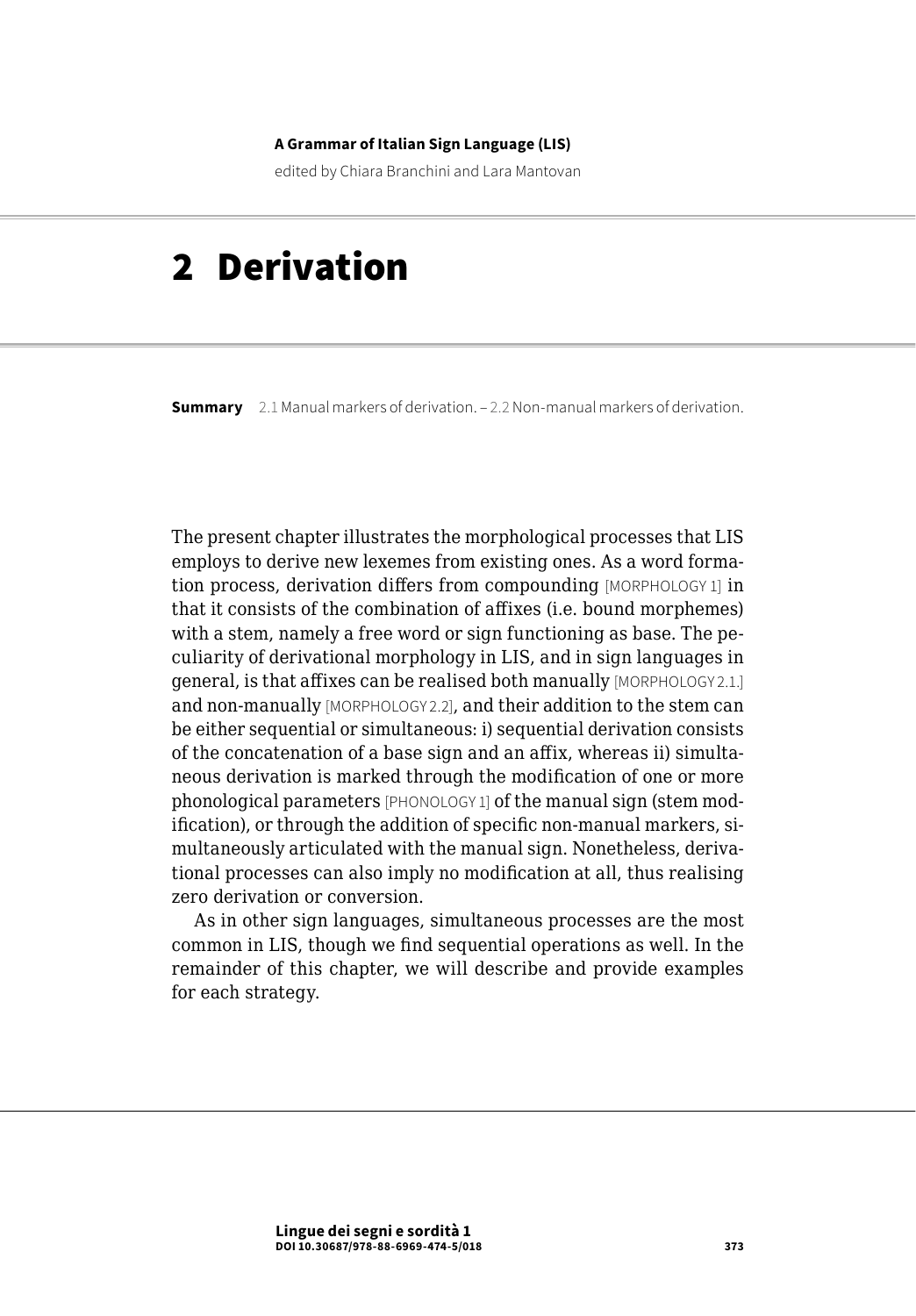**A Grammar of Italian Sign Language (LIS)**

edited by Chiara Branchini and Lara Mantovan

# 2 Derivation

**Summary** 2.1 Manual markers of derivation. – 2.2 Non-manual markers of derivation.

The present chapter illustrates the morphological processes that LIS employs to derive new lexemes from existing ones. As a word formation process, derivation differs from compounding [MORPHOLOGY 1] in that it consists of the combination of affixes (i.e. bound morphemes) with a stem, namely a free word or sign functioning as base. The peculiarity of derivational morphology in LIS, and in sign languages in general, is that affixes can be realised both manually [MORPHOLOGY 2.1.] and non-manually [MORPHOLOGY 2.2], and their addition to the stem can be either sequential or simultaneous: i) sequential derivation consists of the concatenation of a base sign and an affix, whereas ii) simultaneous derivation is marked through the modification of one or more phonological parameters [PHONOLOGY 1] of the manual sign (stem modification), or through the addition of specific non-manual markers, simultaneously articulated with the manual sign. Nonetheless, derivational processes can also imply no modification at all, thus realising zero derivation or conversion.

As in other sign languages, simultaneous processes are the most common in LIS, though we find sequential operations as well. In the remainder of this chapter, we will describe and provide examples for each strategy.

**Lingue dei segni e sordità 1**
**DOI 10.30687/978-88-6969-474-5/018**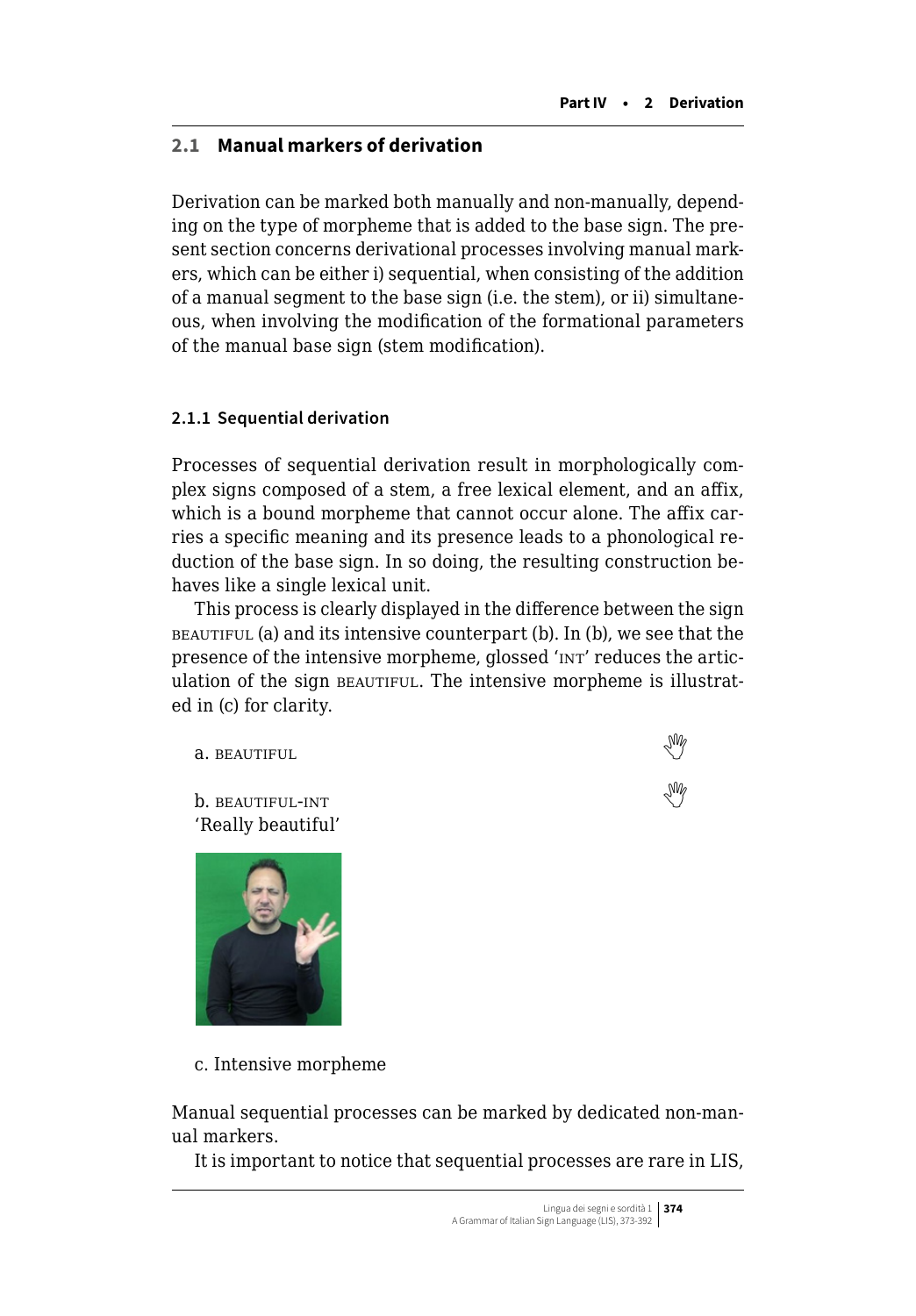## 2.1 Manual markers of derivation

Derivation can be marked both manually and non-manually, depending on the type of morpheme that is added to the base sign. The present section concerns derivational processes involving manual markers, which can be either i) sequential, when consisting of the addition of a manual segment to the base sign (i.e. the stem), or ii) simultaneous, when involving the modification of the formational parameters of the manual base sign (stem modification).

### 2.1.1 Sequential derivation

Processes of sequential derivation result in morphologically complex signs composed of a stem, a free lexical element, and an affix, which is a bound morpheme that cannot occur alone. The affix carries a specific meaning and its presence leads to a phonological reduction of the base sign. In so doing, the resulting construction behaves like a single lexical unit.

This process is clearly displayed in the difference between the sign BEAUTIFUL (a) and its intensive counterpart (b). In (b), we see that the presence of the intensive morpheme, glossed 'INT' reduces the articulation of the sign BEAUTIFUL. The intensive morpheme is illustrated in (c) for clarity.

a. BEAUTIFUL

b. BEAUTIFUL-INT
'Really beautiful'

c. Intensive morpheme

Manual sequential processes can be marked by dedicated non-manual markers.

It is important to notice that sequential processes are rare in LIS,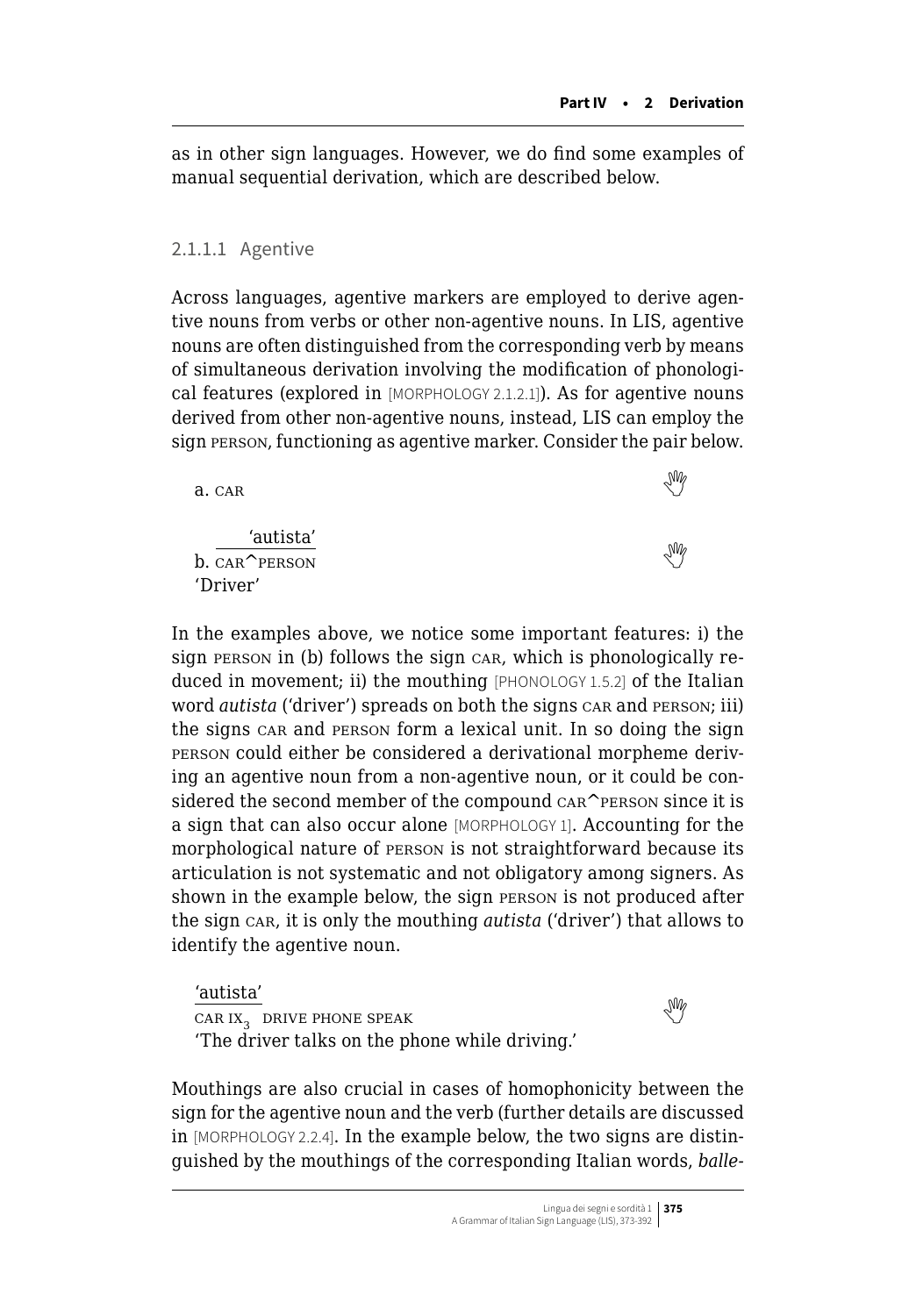as in other sign languages. However, we do find some examples of manual sequential derivation, which are described below.

#### 2.1.1.1 Agentive

Across languages, agentive markers are employed to derive agentive nouns from verbs or other non-agentive nouns. In LIS, agentive nouns are often distinguished from the corresponding verb by means of simultaneous derivation involving the modification of phonological features (explored in [MORPHOLOGY 2.1.2.1]). As for agentive nouns derived from other non-agentive nouns, instead, LIS can employ the sign PERSON, functioning as agentive marker. Consider the pair below.

a. CAR

'autista'
b. CAR^PERSON
'Driver'

In the examples above, we notice some important features: i) the sign PERSON in (b) follows the sign CAR, which is phonologically reduced in movement; ii) the mouthing [PHONOLOGY 1.5.2] of the Italian word *autista* ('driver') spreads on both the signs CAR and PERSON; iii) the signs CAR and PERSON form a lexical unit. In so doing the sign PERSON could either be considered a derivational morpheme deriving an agentive noun from a non-agentive noun, or it could be considered the second member of the compound CAR^PERSON since it is a sign that can also occur alone [MORPHOLOGY 1]. Accounting for the morphological nature of PERSON is not straightforward because its articulation is not systematic and not obligatory among signers. As shown in the example below, the sign PERSON is not produced after the sign CAR, it is only the mouthing *autista* ('driver') that allows to identify the agentive noun.

'autista'
CAR IX$_3$ DRIVE PHONE SPEAK
'The driver talks on the phone while driving.'

Mouthings are also crucial in cases of homophonicity between the sign for the agentive noun and the verb (further details are discussed in [MORPHOLOGY 2.2.4]. In the example below, the two signs are distinguished by the mouthings of the corresponding Italian words, *balle-*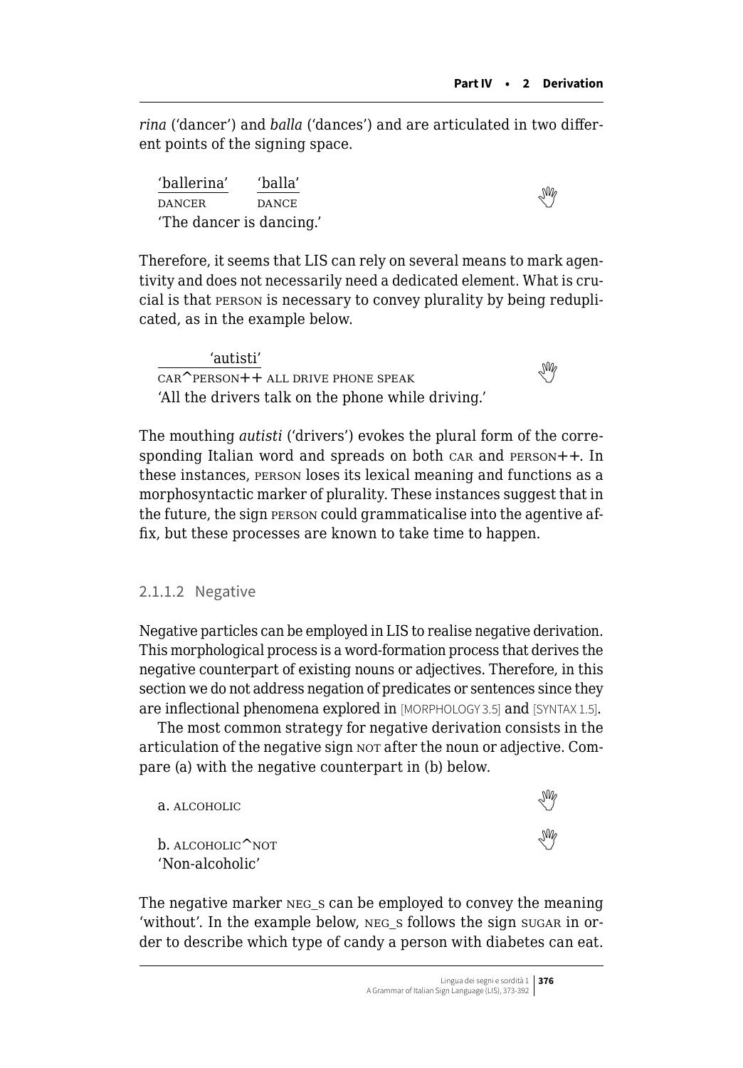*rina* ('dancer') and *balla* ('dances') and are articulated in two different points of the signing space.

'ballerina' 'balla'
DANCER DANCE
'The dancer is dancing.'

Therefore, it seems that LIS can rely on several means to mark agentivity and does not necessarily need a dedicated element. What is crucial is that PERSON is necessary to convey plurality by being reduplicated, as in the example below.

'autisti'
CAR^PERSON++ ALL DRIVE PHONE SPEAK
'All the drivers talk on the phone while driving.'

The mouthing *autisti* ('drivers') evokes the plural form of the corresponding Italian word and spreads on both CAR and PERSON++. In these instances, PERSON loses its lexical meaning and functions as a morphosyntactic marker of plurality. These instances suggest that in the future, the sign PERSON could grammaticalise into the agentive affix, but these processes are known to take time to happen.

#### 2.1.1.2 Negative

Negative particles can be employed in LIS to realise negative derivation. This morphological process is a word-formation process that derives the negative counterpart of existing nouns or adjectives. Therefore, in this section we do not address negation of predicates or sentences since they are inflectional phenomena explored in [MORPHOLOGY 3.5] and [SYNTAX 1.5].

The most common strategy for negative derivation consists in the articulation of the negative sign NOT after the noun or adjective. Compare (a) with the negative counterpart in (b) below.

a. ALCOHOLIC

b. ALCOHOLIC^NOT
'Non-alcoholic'

The negative marker NEG_S can be employed to convey the meaning 'without'. In the example below, NEG_S follows the sign SUGAR in order to describe which type of candy a person with diabetes can eat.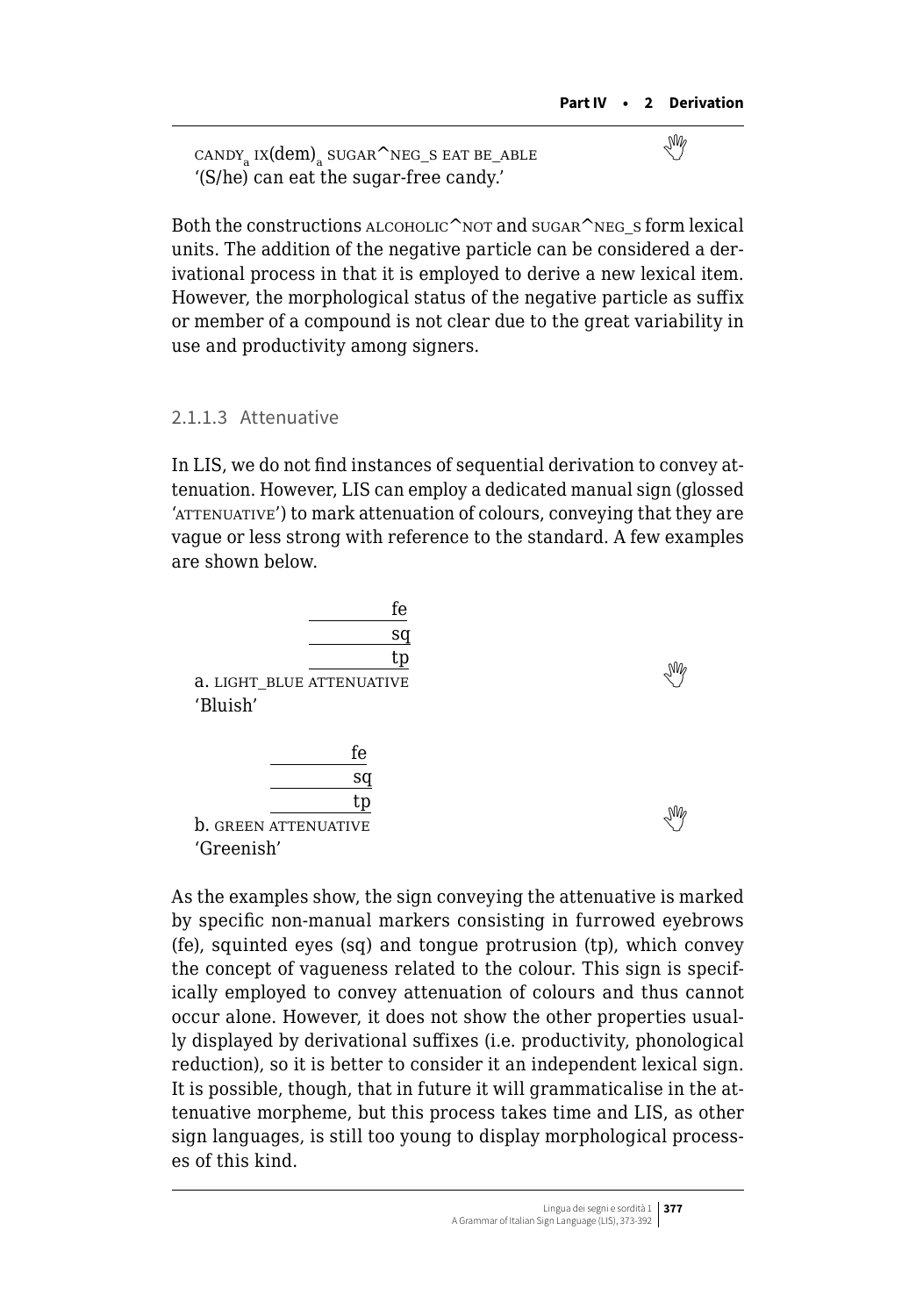CANDY$_a$ IX(dem)$_a$ SUGAR^NEG_S EAT BE_ABLE
'(S/he) can eat the sugar-free candy.'

Both the constructions ALCOHOLIC^NOT and SUGAR^NEG_S form lexical units. The addition of the negative particle can be considered a derivational process in that it is employed to derive a new lexical item. However, the morphological status of the negative particle as suffix or member of a compound is not clear due to the great variability in use and productivity among signers.

#### 2.1.1.3 Attenuative

In LIS, we do not find instances of sequential derivation to convey attenuation. However, LIS can employ a dedicated manual sign (glossed 'ATTENUATIVE') to mark attenuation of colours, conveying that they are vague or less strong with reference to the standard. A few examples are shown below.

```
                   fe
                   sq
                   tp
a. LIGHT_BLUE ATTENUATIVE
'Bluish'

              fe
              sq
              tp
b. GREEN ATTENUATIVE
'Greenish'
```

As the examples show, the sign conveying the attenuative is marked by specific non-manual markers consisting in furrowed eyebrows (fe), squinted eyes (sq) and tongue protrusion (tp), which convey the concept of vagueness related to the colour. This sign is specifically employed to convey attenuation of colours and thus cannot occur alone. However, it does not show the other properties usually displayed by derivational suffixes (i.e. productivity, phonological reduction), so it is better to consider it an independent lexical sign. It is possible, though, that in future it will grammaticalise in the attenuative morpheme, but this process takes time and LIS, as other sign languages, is still too young to display morphological processes of this kind.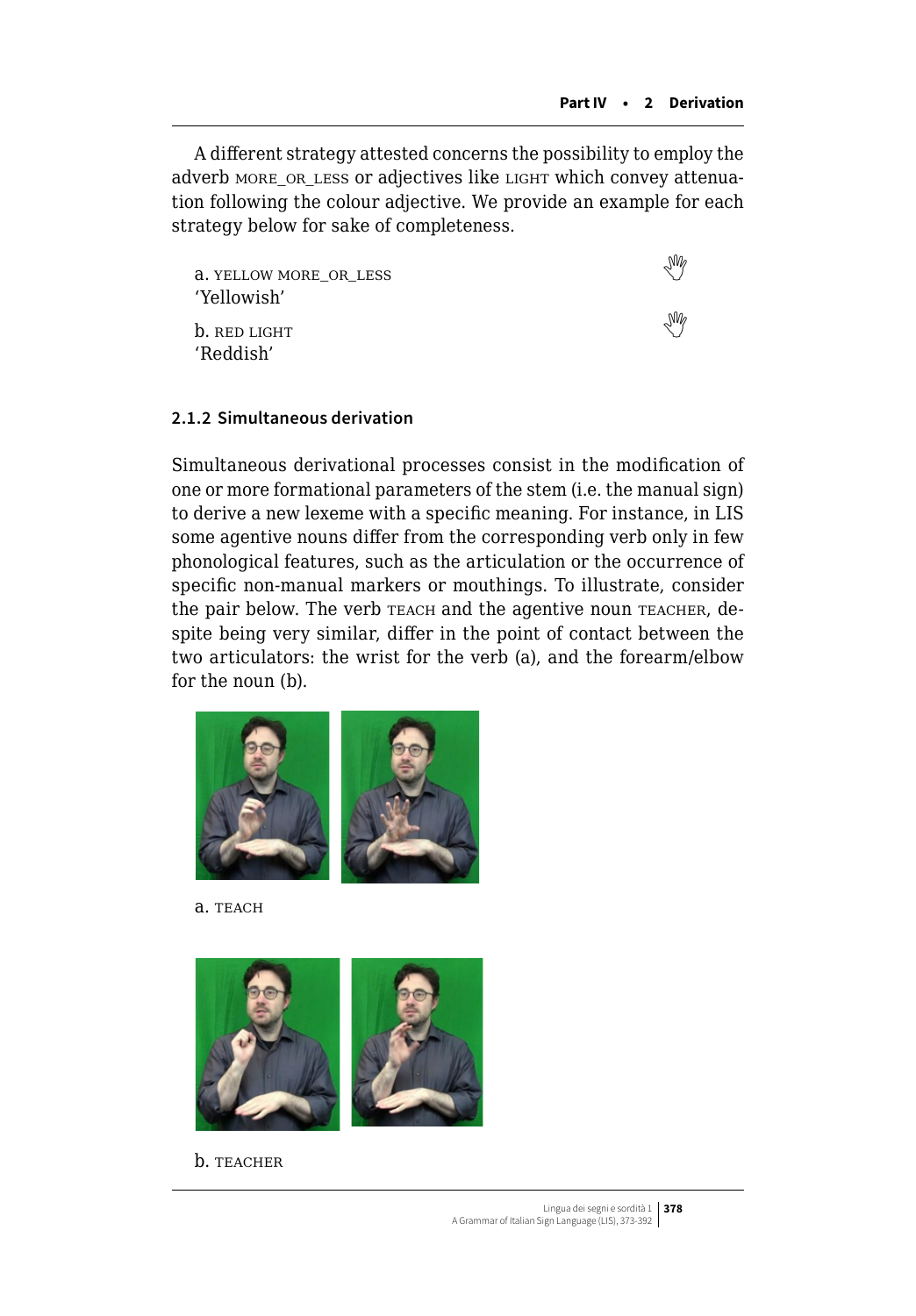A different strategy attested concerns the possibility to employ the adverb MORE_OR_LESS or adjectives like LIGHT which convey attenuation following the colour adjective. We provide an example for each strategy below for sake of completeness.

a. YELLOW MORE_OR_LESS
'Yellowish'

b. RED LIGHT
'Reddish'

### 2.1.2 Simultaneous derivation

Simultaneous derivational processes consist in the modification of one or more formational parameters of the stem (i.e. the manual sign) to derive a new lexeme with a specific meaning. For instance, in LIS some agentive nouns differ from the corresponding verb only in few phonological features, such as the articulation or the occurrence of specific non-manual markers or mouthings. To illustrate, consider the pair below. The verb TEACH and the agentive noun TEACHER, despite being very similar, differ in the point of contact between the two articulators: the wrist for the verb (a), and the forearm/elbow for the noun (b).

a. TEACH

b. TEACHER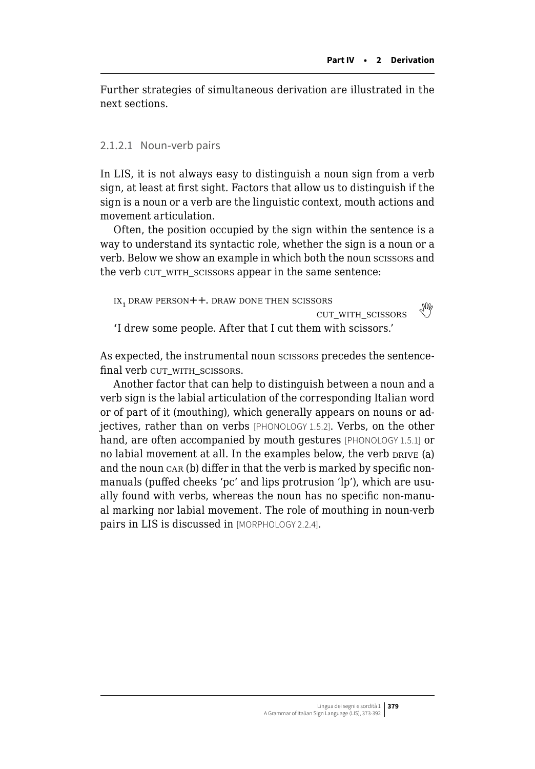Further strategies of simultaneous derivation are illustrated in the next sections.

### 2.1.2.1 Noun-verb pairs

In LIS, it is not always easy to distinguish a noun sign from a verb sign, at least at first sight. Factors that allow us to distinguish if the sign is a noun or a verb are the linguistic context, mouth actions and movement articulation.

Often, the position occupied by the sign within the sentence is a way to understand its syntactic role, whether the sign is a noun or a verb. Below we show an example in which both the noun SCISSORS and the verb CUT_WITH_SCISSORS appear in the same sentence:

> $IX_1$ DRAW PERSON++. DRAW DONE THEN SCISSORS CUT_WITH_SCISSORS
>
> 'I drew some people. After that I cut them with scissors.'

As expected, the instrumental noun SCISSORS precedes the sentence-final verb CUT_WITH_SCISSORS.

Another factor that can help to distinguish between a noun and a verb sign is the labial articulation of the corresponding Italian word or of part of it (mouthing), which generally appears on nouns or adjectives, rather than on verbs [PHONOLOGY 1.5.2]. Verbs, on the other hand, are often accompanied by mouth gestures [PHONOLOGY 1.5.1] or no labial movement at all. In the examples below, the verb DRIVE (a) and the noun CAR (b) differ in that the verb is marked by specific non-manuals (puffed cheeks 'pc' and lips protrusion 'lp'), which are usually found with verbs, whereas the noun has no specific non-manual marking nor labial movement. The role of mouthing in noun-verb pairs in LIS is discussed in [MORPHOLOGY 2.2.4].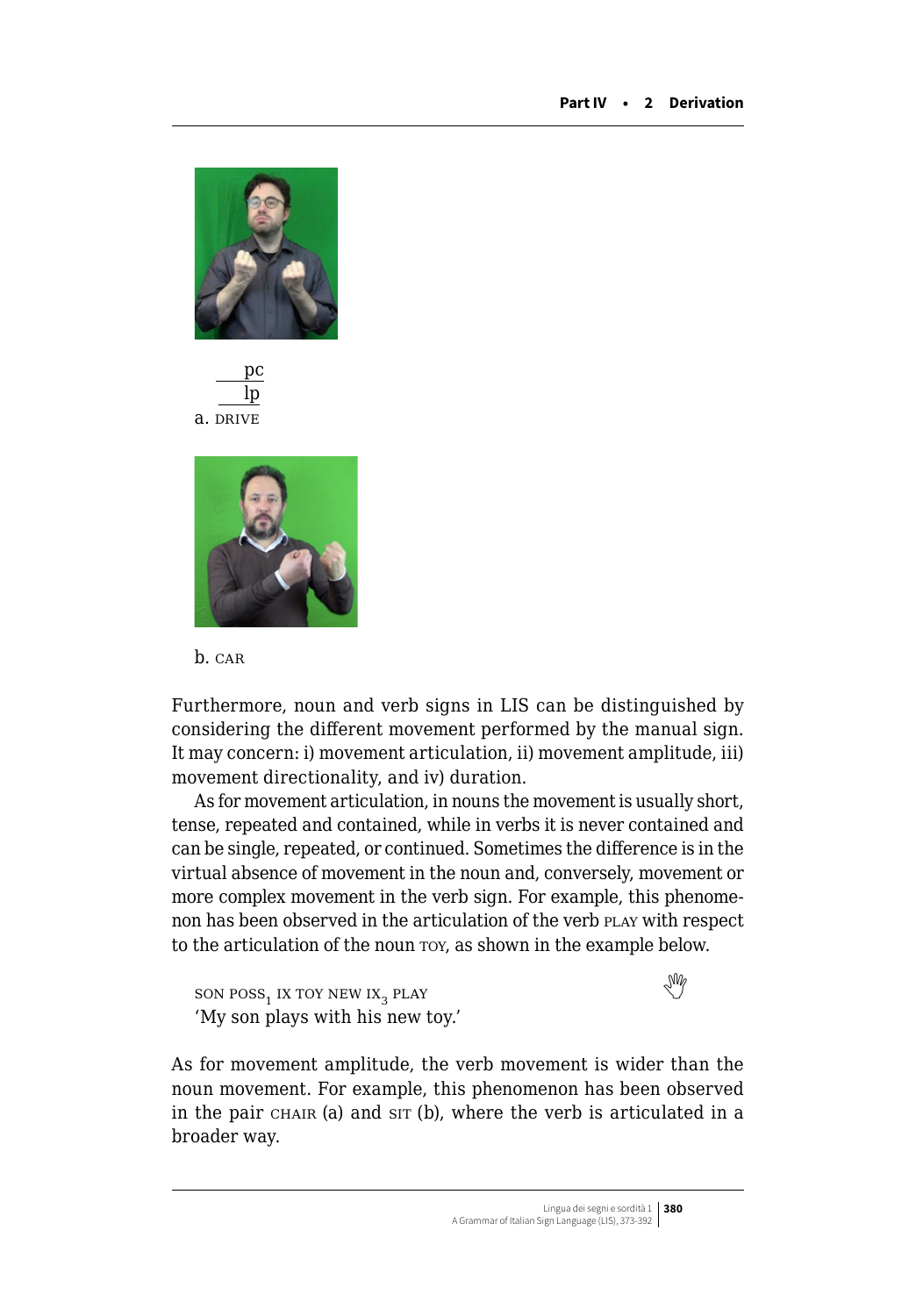pc

lp

a. DRIVE

b. CAR

Furthermore, noun and verb signs in LIS can be distinguished by considering the different movement performed by the manual sign. It may concern: i) movement articulation, ii) movement amplitude, iii) movement directionality, and iv) duration.

As for movement articulation, in nouns the movement is usually short, tense, repeated and contained, while in verbs it is never contained and can be single, repeated, or continued. Sometimes the difference is in the virtual absence of movement in the noun and, conversely, movement or more complex movement in the verb sign. For example, this phenomenon has been observed in the articulation of the verb PLAY with respect to the articulation of the noun TOY, as shown in the example below.

SON POSS$_1$ IX TOY NEW IX$_3$ PLAY
'My son plays with his new toy.'

As for movement amplitude, the verb movement is wider than the noun movement. For example, this phenomenon has been observed in the pair CHAIR (a) and SIT (b), where the verb is articulated in a broader way.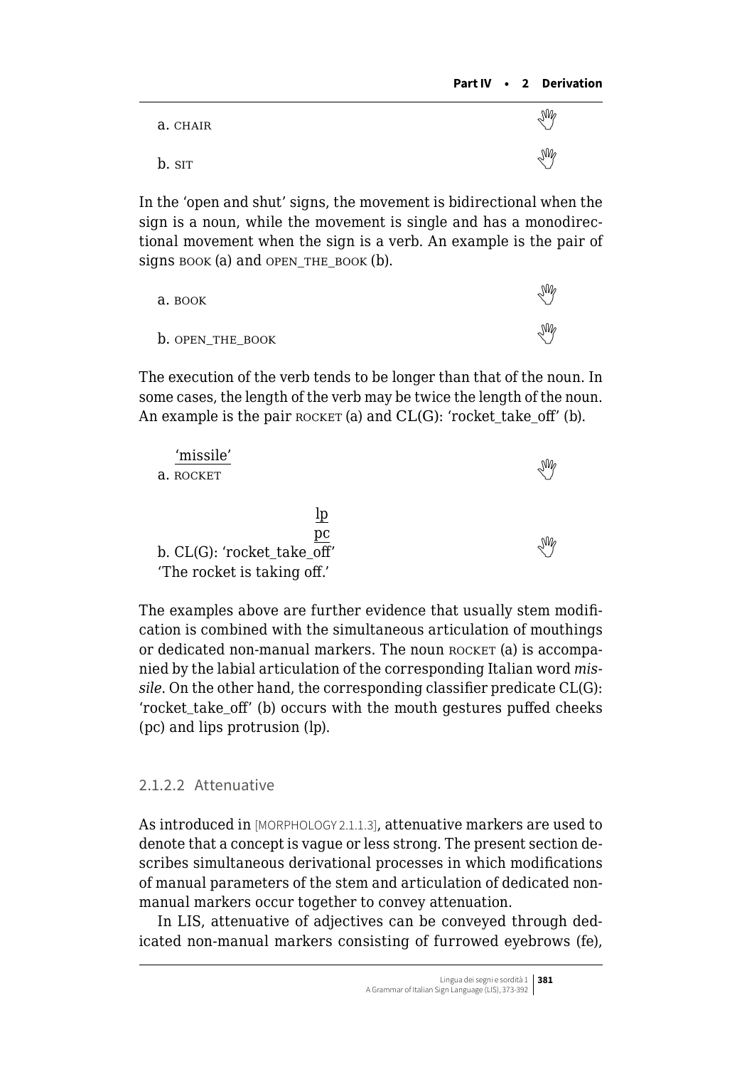a. CHAIR

b. SIT

In the 'open and shut' signs, the movement is bidirectional when the sign is a noun, while the movement is single and has a monodirectional movement when the sign is a verb. An example is the pair of signs BOOK (a) and OPEN_THE_BOOK (b).

a. BOOK

b. OPEN_THE_BOOK

The execution of the verb tends to be longer than that of the noun. In some cases, the length of the verb may be twice the length of the noun. An example is the pair ROCKET (a) and CL(G): 'rocket_take_off' (b).

```
  'missile'
a. ROCKET

                   lp
                   pc
b. CL(G): 'rocket_take_off'
'The rocket is taking off.'
```

The examples above are further evidence that usually stem modification is combined with the simultaneous articulation of mouthings or dedicated non-manual markers. The noun ROCKET (a) is accompanied by the labial articulation of the corresponding Italian word *missile*. On the other hand, the corresponding classifier predicate CL(G): 'rocket_take_off' (b) occurs with the mouth gestures puffed cheeks (pc) and lips protrusion (lp).

#### 2.1.2.2 Attenuative

As introduced in [MORPHOLOGY 2.1.1.3], attenuative markers are used to denote that a concept is vague or less strong. The present section describes simultaneous derivational processes in which modifications of manual parameters of the stem and articulation of dedicated non-manual markers occur together to convey attenuation.

In LIS, attenuative of adjectives can be conveyed through dedicated non-manual markers consisting of furrowed eyebrows (fe),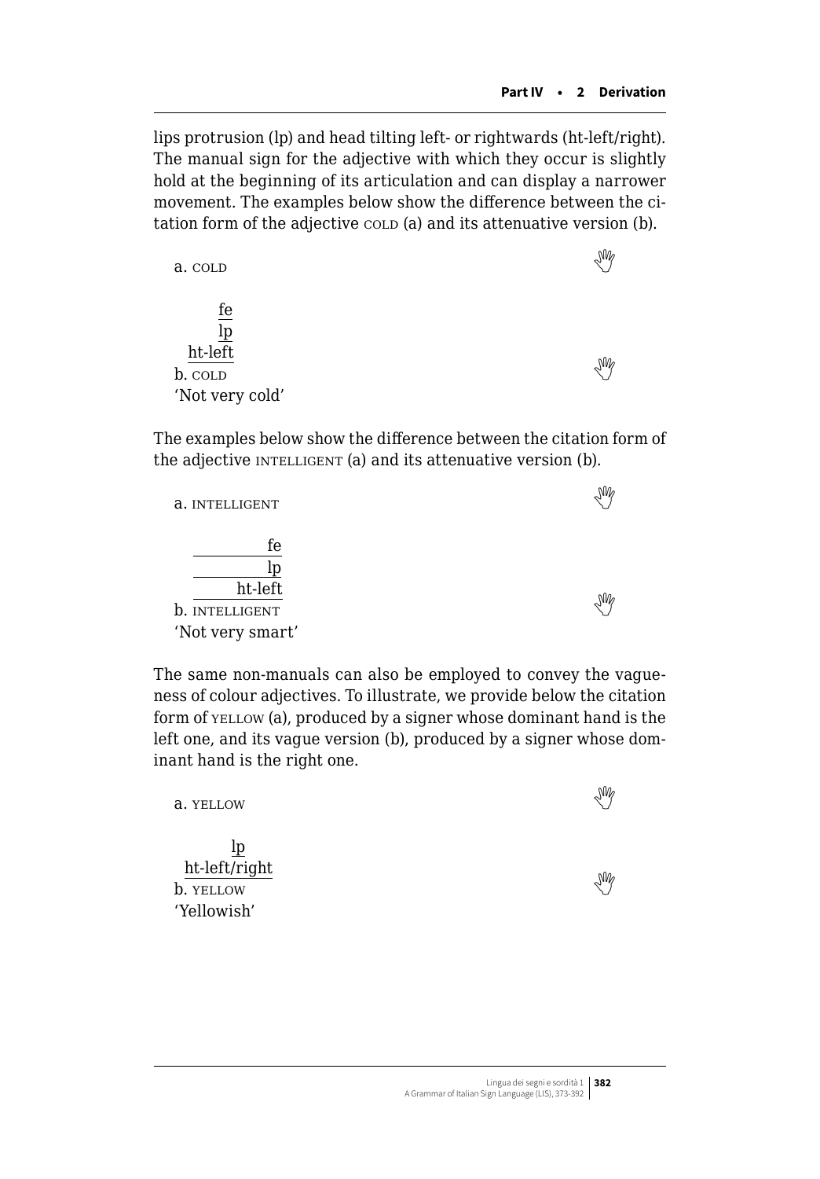lips protrusion (lp) and head tilting left- or rightwards (ht-left/right). The manual sign for the adjective with which they occur is slightly hold at the beginning of its articulation and can display a narrower movement. The examples below show the difference between the citation form of the adjective COLD (a) and its attenuative version (b).

a. COLD

```
   fe
   lp
ht-left
b. COLD
```
'Not very cold'

The examples below show the difference between the citation form of the adjective INTELLIGENT (a) and its attenuative version (b).

a. INTELLIGENT

```
           fe
           lp
      ht-left
b. INTELLIGENT
```
'Not very smart'

The same non-manuals can also be employed to convey the vagueness of colour adjectives. To illustrate, we provide below the citation form of YELLOW (a), produced by a signer whose dominant hand is the left one, and its vague version (b), produced by a signer whose dominant hand is the right one.

a. YELLOW

```
         lp
ht-left/right
b. YELLOW
```
'Yellowish'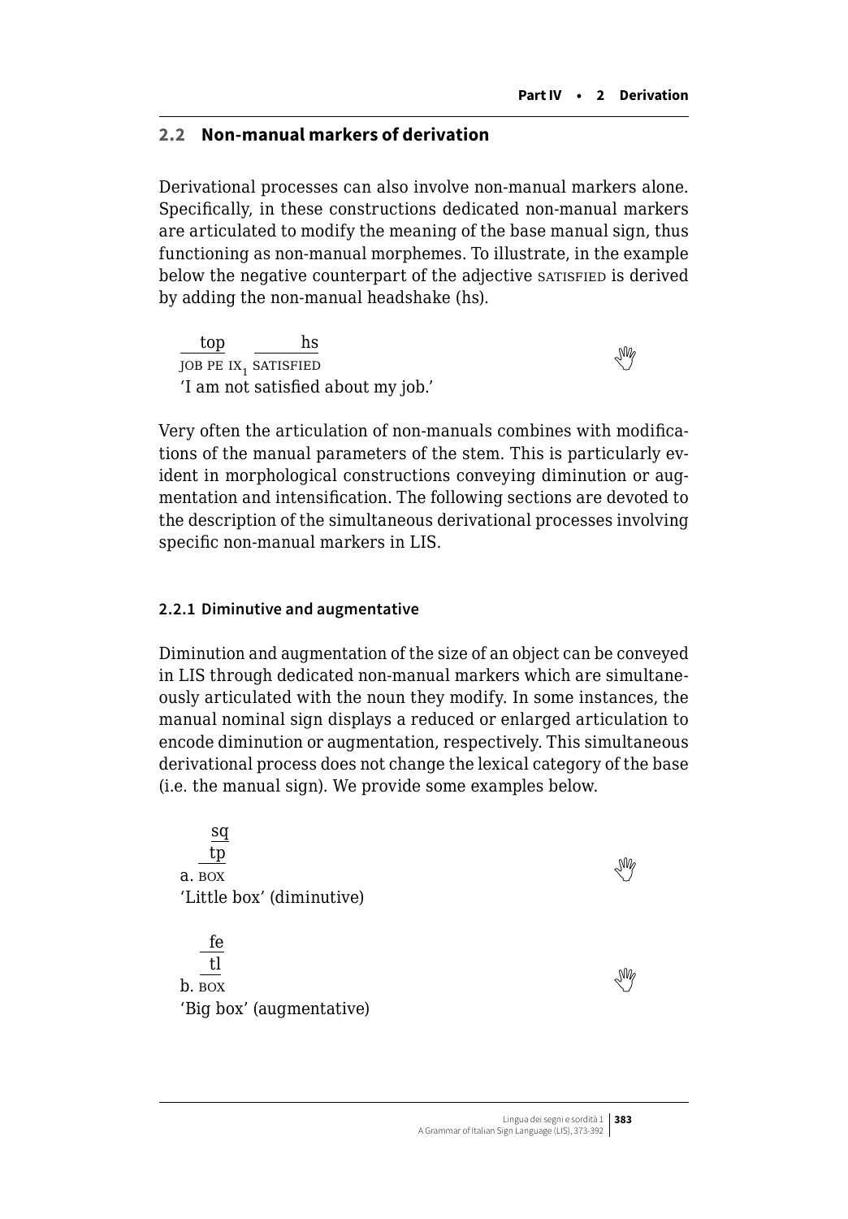## 2.2 Non-manual markers of derivation

Derivational processes can also involve non-manual markers alone. Specifically, in these constructions dedicated non-manual markers are articulated to modify the meaning of the base manual sign, thus functioning as non-manual morphemes. To illustrate, in the example below the negative counterpart of the adjective SATISFIED is derived by adding the non-manual headshake (hs).

```
   top        hs
JOB PE IX1 SATISFIED
```
'I am not satisfied about my job.'

Very often the articulation of non-manuals combines with modifications of the manual parameters of the stem. This is particularly evident in morphological constructions conveying diminution or augmentation and intensification. The following sections are devoted to the description of the simultaneous derivational processes involving specific non-manual markers in LIS.

### 2.2.1 Diminutive and augmentative

Diminution and augmentation of the size of an object can be conveyed in LIS through dedicated non-manual markers which are simultaneously articulated with the noun they modify. In some instances, the manual nominal sign displays a reduced or enlarged articulation to encode diminution or augmentation, respectively. This simultaneous derivational process does not change the lexical category of the base (i.e. the manual sign). We provide some examples below.

```
    sq
    tp
a. BOX
```
'Little box' (diminutive)

```
    fe
    tl
b. BOX
```
'Big box' (augmentative)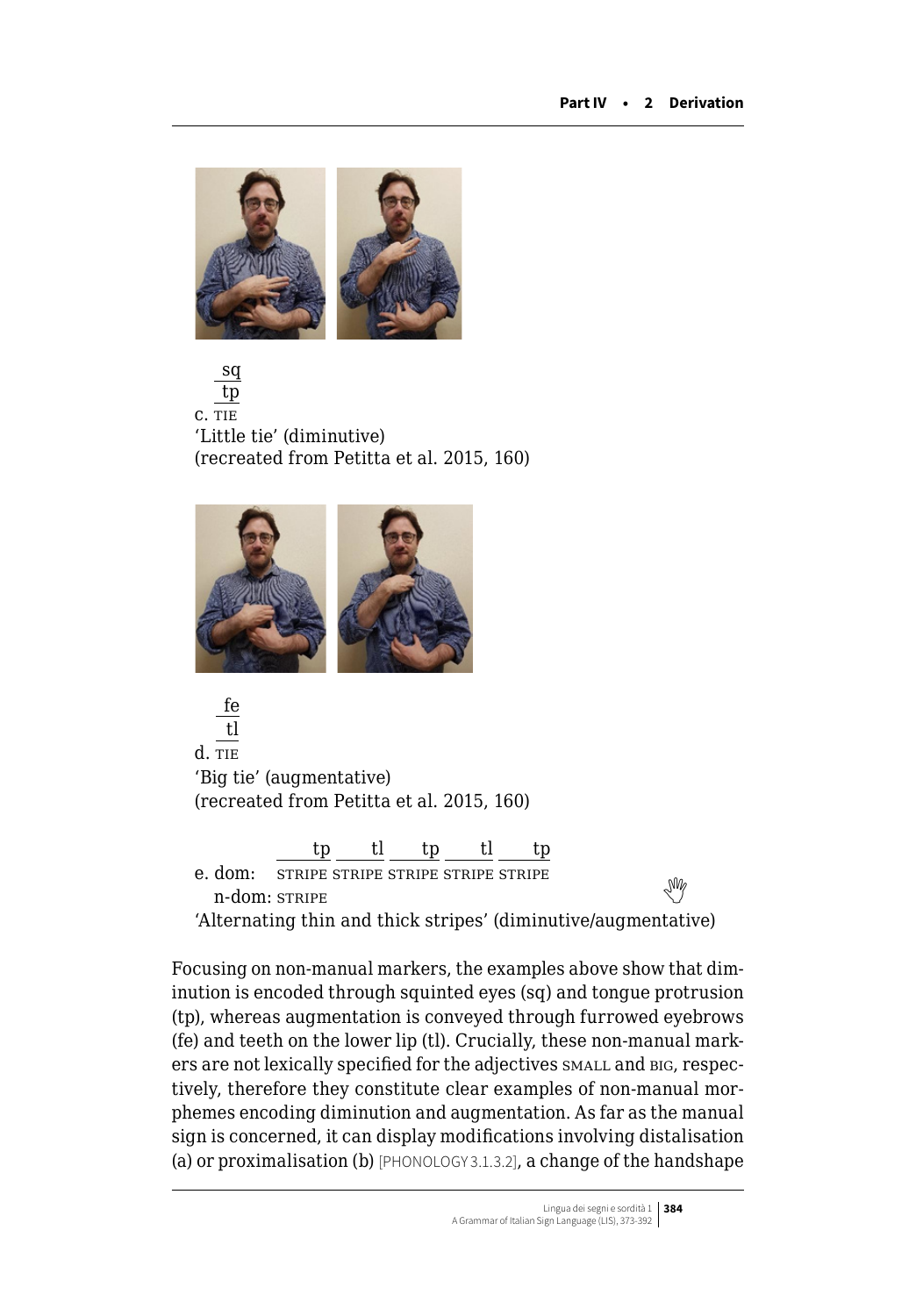sq
tp
c. TIE
'Little tie' (diminutive)
(recreated from Petitta et al. 2015, 160)

fe
tl
d. TIE
'Big tie' (augmentative)
(recreated from Petitta et al. 2015, 160)

```
            tp     tl     tp     tl     tp
e. dom:   STRIPE STRIPE STRIPE STRIPE STRIPE
  n-dom:  STRIPE
```
'Alternating thin and thick stripes' (diminutive/augmentative)

Focusing on non-manual markers, the examples above show that diminution is encoded through squinted eyes (sq) and tongue protrusion (tp), whereas augmentation is conveyed through furrowed eyebrows (fe) and teeth on the lower lip (tl). Crucially, these non-manual markers are not lexically specified for the adjectives SMALL and BIG, respectively, therefore they constitute clear examples of non-manual morphemes encoding diminution and augmentation. As far as the manual sign is concerned, it can display modifications involving distalisation (a) or proximalisation (b) [PHONOLOGY 3.1.3.2], a change of the handshape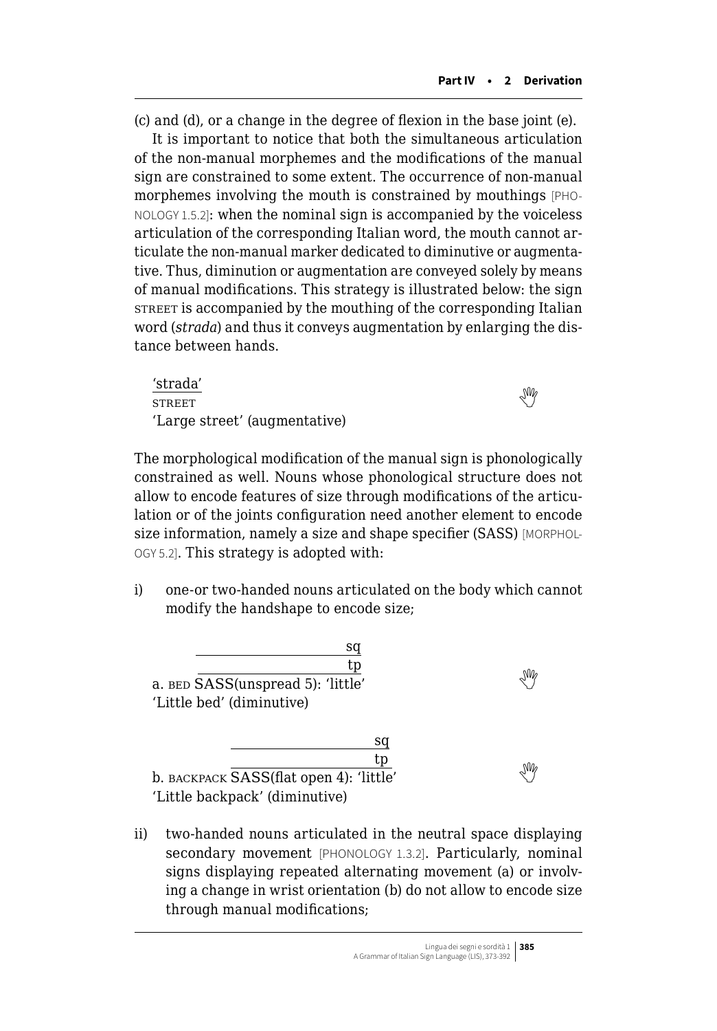(c) and (d), or a change in the degree of flexion in the base joint (e).

It is important to notice that both the simultaneous articulation of the non-manual morphemes and the modifications of the manual sign are constrained to some extent. The occurrence of non-manual morphemes involving the mouth is constrained by mouthings [PHONOLOGY 1.5.2]: when the nominal sign is accompanied by the voiceless articulation of the corresponding Italian word, the mouth cannot articulate the non-manual marker dedicated to diminutive or augmentative. Thus, diminution or augmentation are conveyed solely by means of manual modifications. This strategy is illustrated below: the sign STREET is accompanied by the mouthing of the corresponding Italian word (*strada*) and thus it conveys augmentation by enlarging the distance between hands.

'strada'
STREET
'Large street' (augmentative)

The morphological modification of the manual sign is phonologically constrained as well. Nouns whose phonological structure does not allow to encode features of size through modifications of the articulation or of the joints configuration need another element to encode size information, namely a size and shape specifier (SASS) [MORPHOLOGY 5.2]. This strategy is adopted with:

i) one-or two-handed nouns articulated on the body which cannot modify the handshape to encode size;

sq
tp
a. BED SASS(unspread 5): 'little'
'Little bed' (diminutive)

sq
tp
b. BACKPACK SASS(flat open 4): 'little'
'Little backpack' (diminutive)

ii) two-handed nouns articulated in the neutral space displaying secondary movement [PHONOLOGY 1.3.2]. Particularly, nominal signs displaying repeated alternating movement (a) or involving a change in wrist orientation (b) do not allow to encode size through manual modifications;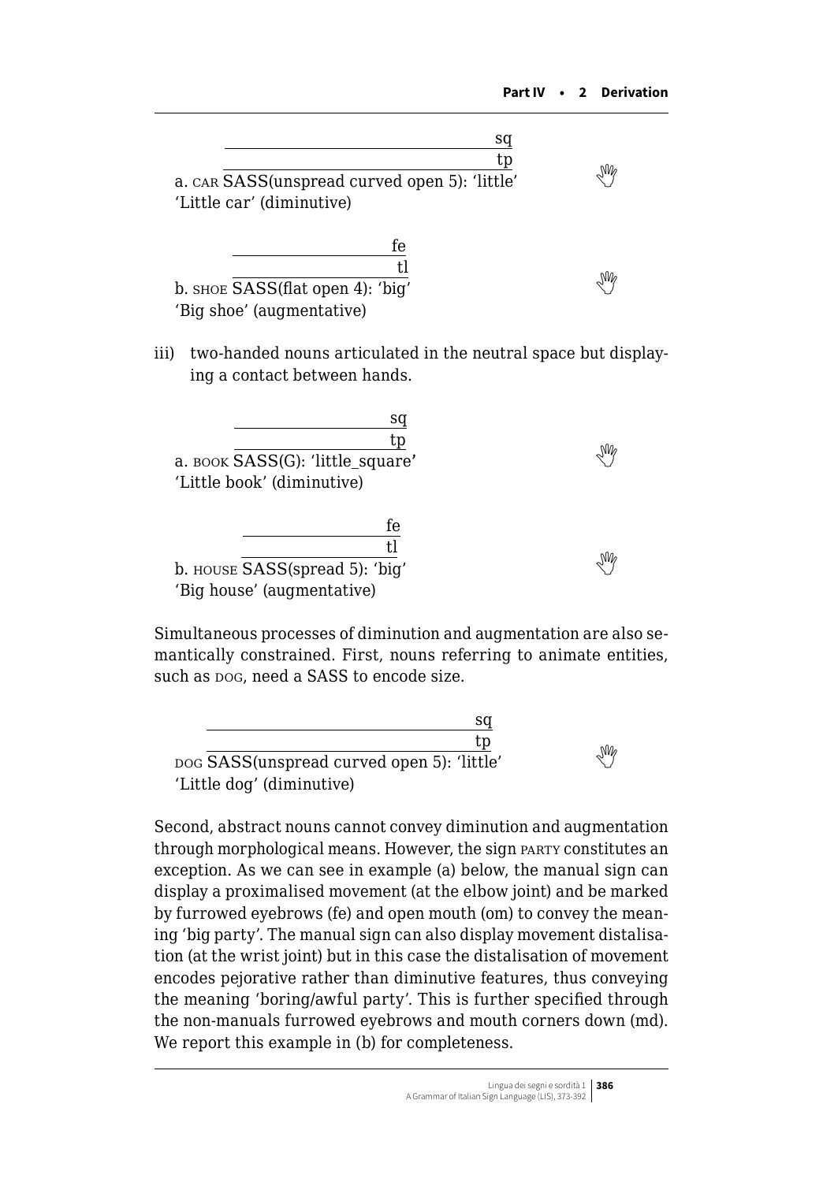sq
tp
a. CAR SASS(unspread curved open 5): 'little'
'Little car' (diminutive)

fe
tl
b. SHOE SASS(flat open 4): 'big'
'Big shoe' (augmentative)

iii) two-handed nouns articulated in the neutral space but displaying a contact between hands.

sq
tp
a. BOOK SASS(G): 'little_square'
'Little book' (diminutive)

fe
tl
b. HOUSE SASS(spread 5): 'big'
'Big house' (augmentative)

Simultaneous processes of diminution and augmentation are also semantically constrained. First, nouns referring to animate entities, such as DOG, need a SASS to encode size.

sq
tp
DOG SASS(unspread curved open 5): 'little'
'Little dog' (diminutive)

Second, abstract nouns cannot convey diminution and augmentation through morphological means. However, the sign PARTY constitutes an exception. As we can see in example (a) below, the manual sign can display a proximalised movement (at the elbow joint) and be marked by furrowed eyebrows (fe) and open mouth (om) to convey the meaning 'big party'. The manual sign can also display movement distalisation (at the wrist joint) but in this case the distalisation of movement encodes pejorative rather than diminutive features, thus conveying the meaning 'boring/awful party'. This is further specified through the non-manuals furrowed eyebrows and mouth corners down (md). We report this example in (b) for completeness.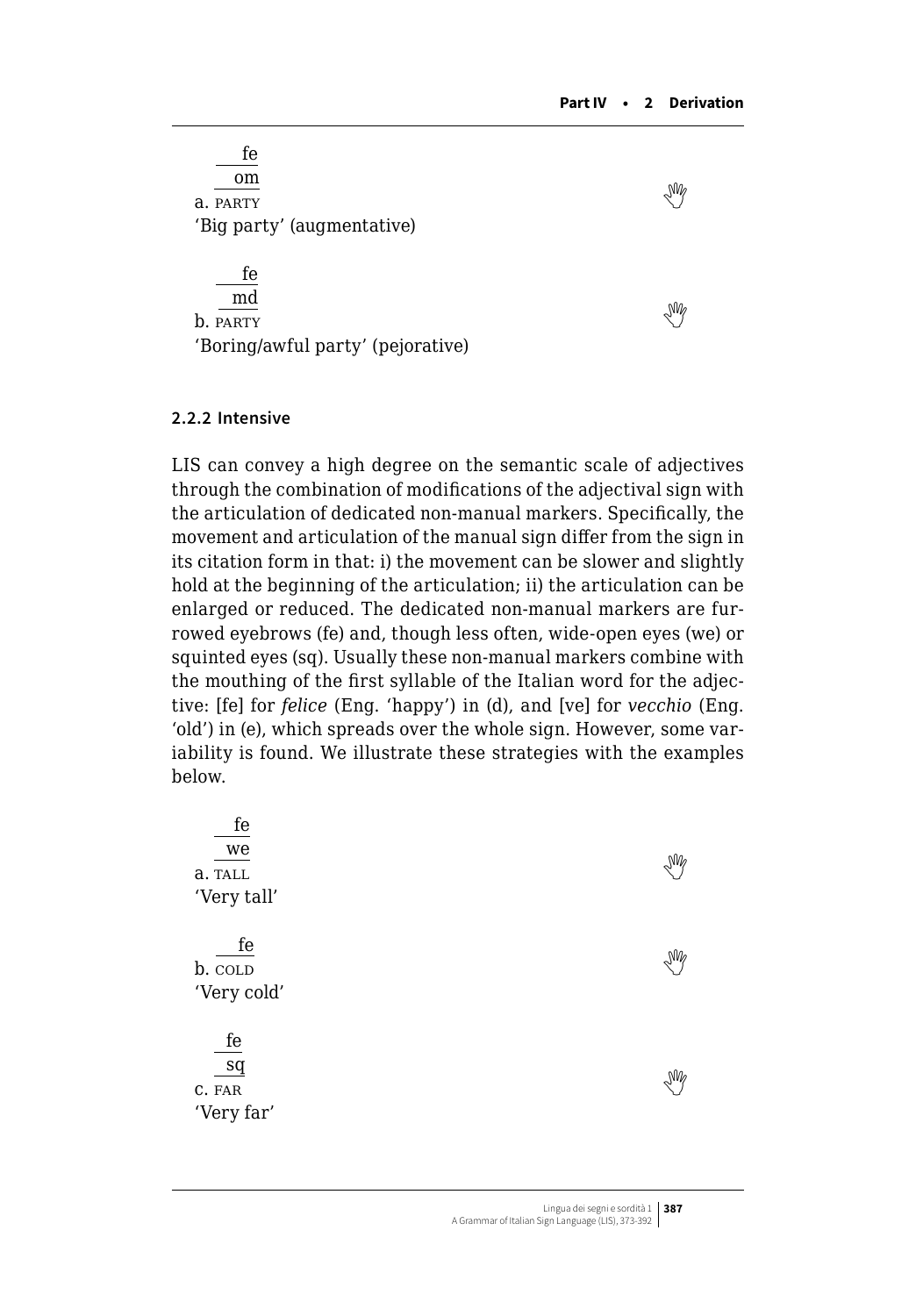fe
om
a. PARTY
'Big party' (augmentative)

fe
md
b. PARTY
'Boring/awful party' (pejorative)

#### 2.2.2 Intensive

LIS can convey a high degree on the semantic scale of adjectives through the combination of modifications of the adjectival sign with the articulation of dedicated non-manual markers. Specifically, the movement and articulation of the manual sign differ from the sign in its citation form in that: i) the movement can be slower and slightly hold at the beginning of the articulation; ii) the articulation can be enlarged or reduced. The dedicated non-manual markers are furrowed eyebrows (fe) and, though less often, wide-open eyes (we) or squinted eyes (sq). Usually these non-manual markers combine with the mouthing of the first syllable of the Italian word for the adjective: [fe] for *felice* (Eng. 'happy') in (d), and [ve] for *vecchio* (Eng. 'old') in (e), which spreads over the whole sign. However, some variability is found. We illustrate these strategies with the examples below.

fe
we
a. TALL
'Very tall'

fe
b. COLD
'Very cold'

fe
sq
c. FAR
'Very far'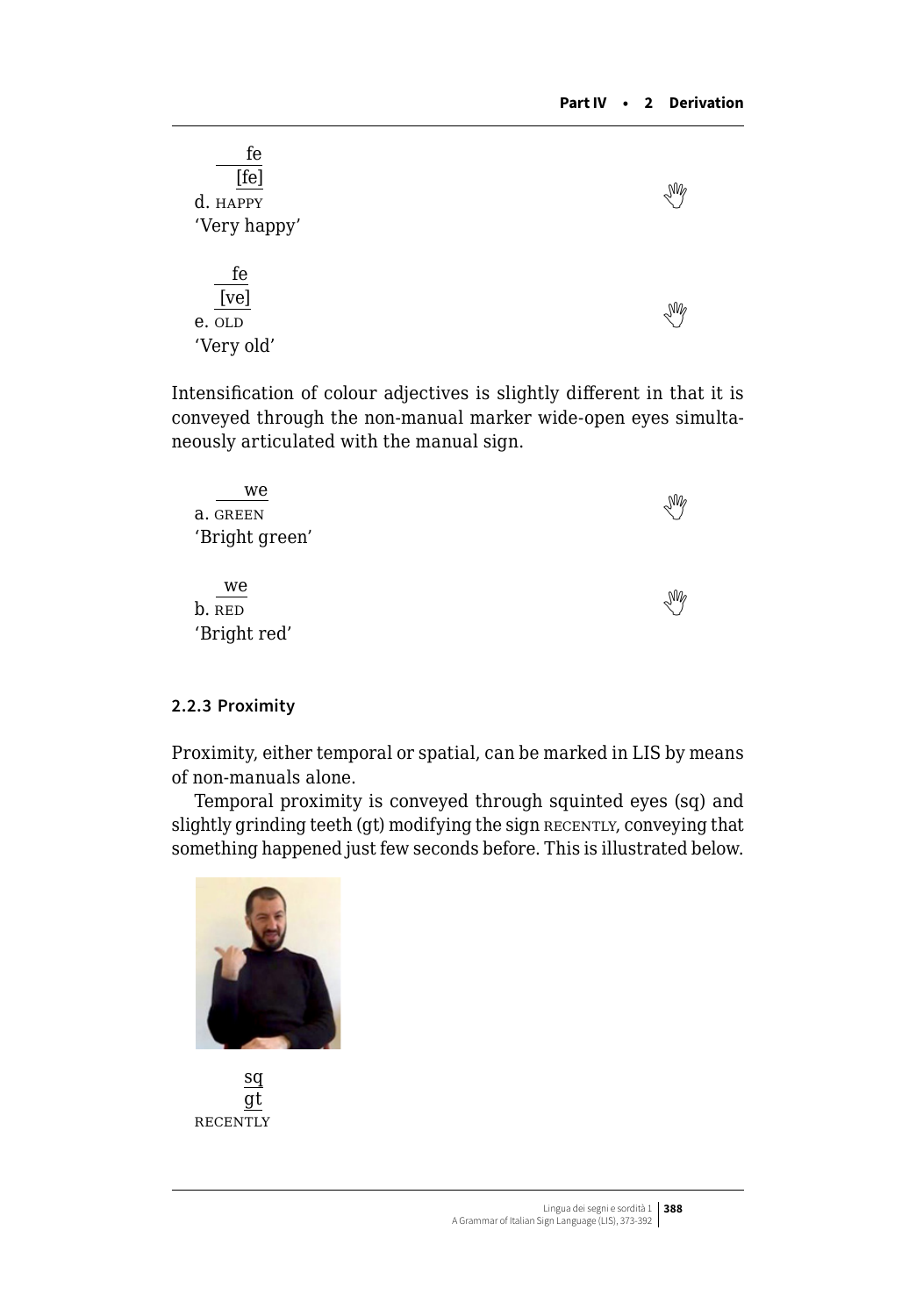fe
[fe]
d. HAPPY
'Very happy'

fe
[ve]
e. OLD
'Very old'

Intensification of colour adjectives is slightly different in that it is conveyed through the non-manual marker wide-open eyes simultaneously articulated with the manual sign.

we
a. GREEN
'Bright green'

we
b. RED
'Bright red'

#### 2.2.3 Proximity

Proximity, either temporal or spatial, can be marked in LIS by means of non-manuals alone.

Temporal proximity is conveyed through squinted eyes (sq) and slightly grinding teeth (gt) modifying the sign RECENTLY, conveying that something happened just few seconds before. This is illustrated below.

sq
gt
RECENTLY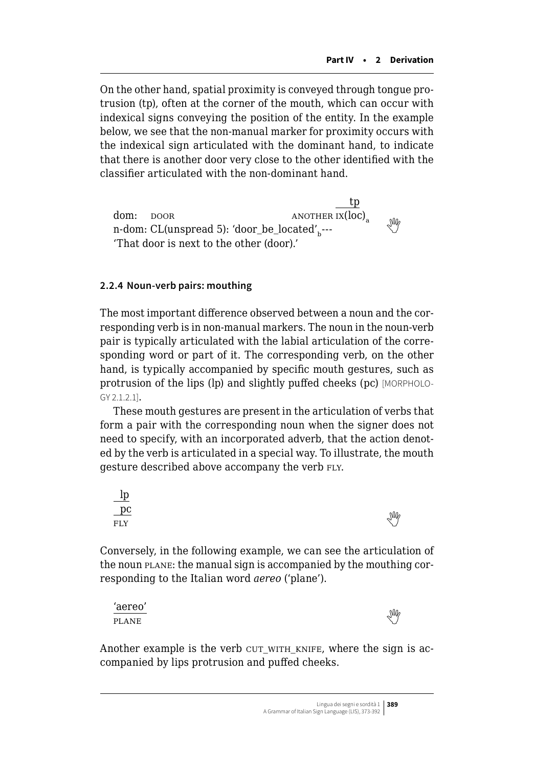On the other hand, spatial proximity is conveyed through tongue protrusion (tp), often at the corner of the mouth, which can occur with indexical signs conveying the position of the entity. In the example below, we see that the non-manual marker for proximity occurs with the indexical sign articulated with the dominant hand, to indicate that there is another door very close to the other identified with the classifier articulated with the non-dominant hand.

```
                                              ___tp
dom:   DOOR                          ANOTHER IX(loc)a
n-dom: CL(unspread 5): 'door_be_located'b---
'That door is next to the other (door).'
```

### 2.2.4 Noun-verb pairs: mouthing

The most important difference observed between a noun and the corresponding verb is in non-manual markers. The noun in the noun-verb pair is typically articulated with the labial articulation of the corresponding word or part of it. The corresponding verb, on the other hand, is typically accompanied by specific mouth gestures, such as protrusion of the lips (lp) and slightly puffed cheeks (pc) [MORPHOLOGY 2.1.2.1].

These mouth gestures are present in the articulation of verbs that form a pair with the corresponding noun when the signer does not need to specify, with an incorporated adverb, that the action denoted by the verb is articulated in a special way. To illustrate, the mouth gesture described above accompany the verb FLY.

```
_lp
_pc
FLY
```

Conversely, in the following example, we can see the articulation of the noun PLANE: the manual sign is accompanied by the mouthing corresponding to the Italian word *aereo* ('plane').

```
'aereo'
PLANE
```

Another example is the verb CUT_WITH_KNIFE, where the sign is accompanied by lips protrusion and puffed cheeks.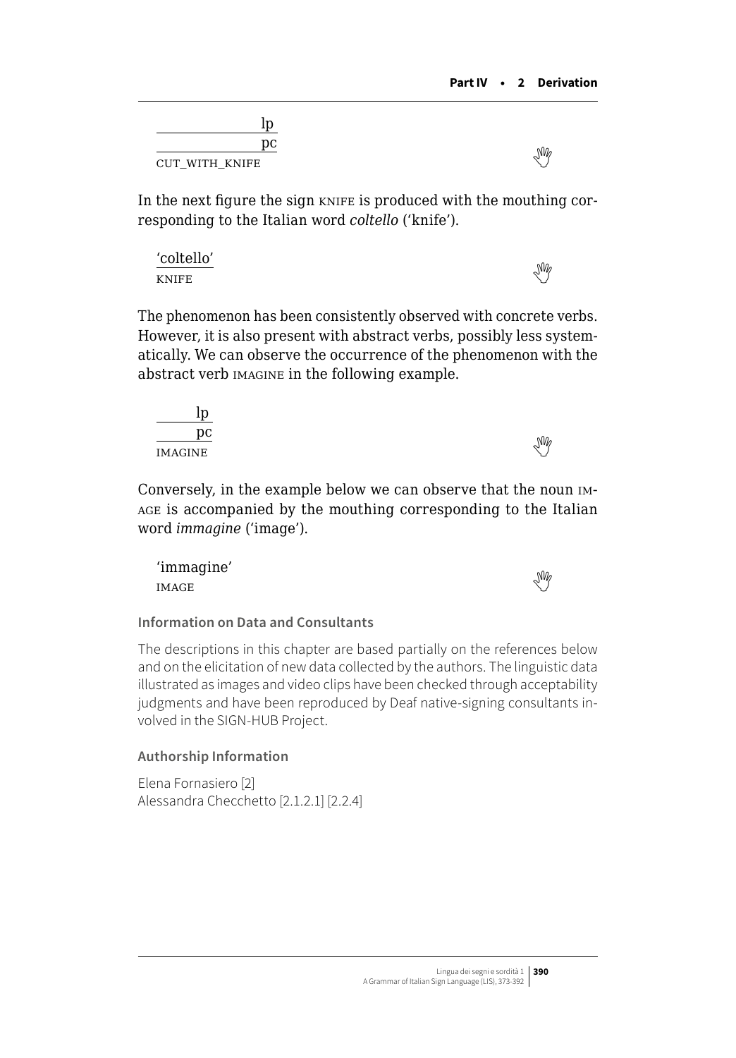lp
pc
CUT_WITH_KNIFE

In the next figure the sign KNIFE is produced with the mouthing corresponding to the Italian word *coltello* ('knife').

'coltello'
KNIFE

The phenomenon has been consistently observed with concrete verbs. However, it is also present with abstract verbs, possibly less systematically. We can observe the occurrence of the phenomenon with the abstract verb IMAGINE in the following example.

lp
pc
IMAGINE

Conversely, in the example below we can observe that the noun IMAGE is accompanied by the mouthing corresponding to the Italian word *immagine* ('image').

'immagine'
IMAGE

### Information on Data and Consultants

The descriptions in this chapter are based partially on the references below and on the elicitation of new data collected by the authors. The linguistic data illustrated as images and video clips have been checked through acceptability judgments and have been reproduced by Deaf native-signing consultants involved in the SIGN-HUB Project.

### Authorship Information

Elena Fornasiero [2]
Alessandra Checchetto [2.1.2.1] [2.2.4]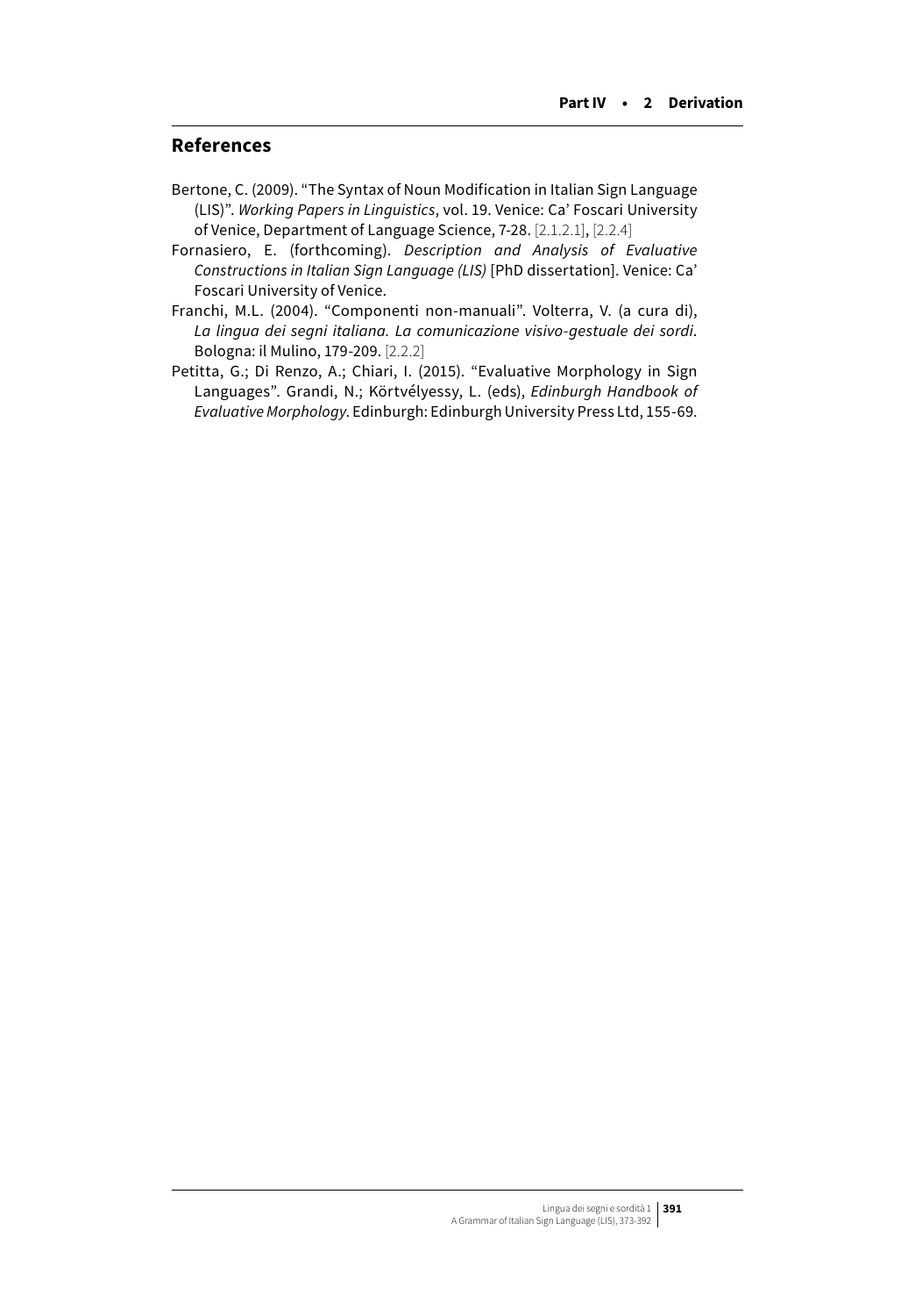## References

Bertone, C. (2009). "The Syntax of Noun Modification in Italian Sign Language (LIS)". *Working Papers in Linguistics*, vol. 19. Venice: Ca' Foscari University of Venice, Department of Language Science, 7-28. [2.1.2.1], [2.2.4]

Fornasiero, E. (forthcoming). *Description and Analysis of Evaluative Constructions in Italian Sign Language (LIS)* [PhD dissertation]. Venice: Ca' Foscari University of Venice.

Franchi, M.L. (2004). "Componenti non-manuali". Volterra, V. (a cura di), *La lingua dei segni italiana. La comunicazione visivo-gestuale dei sordi*. Bologna: il Mulino, 179-209. [2.2.2]

Petitta, G.; Di Renzo, A.; Chiari, I. (2015). "Evaluative Morphology in Sign Languages". Grandi, N.; Körtvélyessy, L. (eds), *Edinburgh Handbook of Evaluative Morphology*. Edinburgh: Edinburgh University Press Ltd, 155-69.